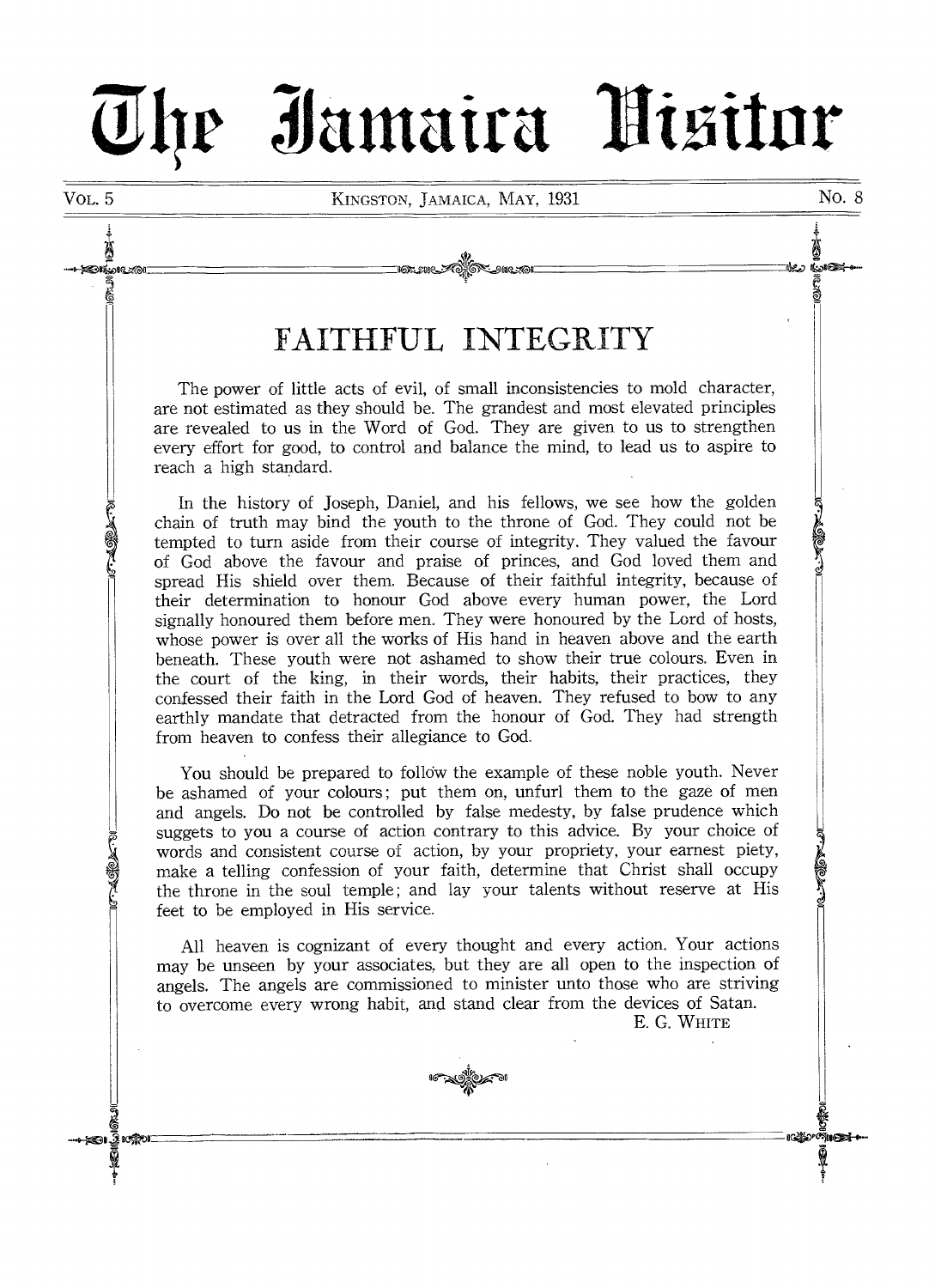# The Jamaica Visitor

VOL. 5 — KINGSTON, JAMAICA, MAY, 1931 — No. 8

## FAITHFUL INTEGRITY

The power of little acts of evil, of small inconsistencies to mold character, are not estimated as they should be. The grandest and most elevated principles are revealed to us in the Word of God. They are given to us to strengthen every effort for good, to control and balance the mind, to lead us to aspire to reach a high standard.

In the history of Joseph, Daniel, and his fellows, we see how the golden chain of truth may bind the youth to the throne of God. They could not be tempted to turn aside from their course of integrity. They valued the favour of God above the favour and praise of princes, and God loved them and spread His shield over them. Because of their faithful integrity, because of their determination to honour God above every human power, the Lord signally honoured them before men. They were honoured by the Lord of hosts, whose power is over all the works of His hand in heaven above and the earth beneath. These youth were not ashamed to show their true colours. Even in the court of the king, in their words, their habits, their practices, they confessed their faith in the Lord God of heaven. They refused to bow to any earthly mandate that detracted from the honour of God. They had strength from heaven to confess their allegiance to God.

You should be prepared to follow the example of these noble youth. Never be ashamed of your colours; put them on, unfurl them to the gaze of men and angels. Do not be controlled by false medesty, by false prudence which suggets to you a course of action contrary to this advice. By your choice of words and consistent course of action, by your propriety, your earnest piety, make a telling confession of your faith, determine that Christ shall occupy the throne in the soul temple; and lay your talents without reserve at His feet to be employed in His service.

All heaven is cognizant of every thought and every action. Your actions may be unseen by your associates, but they are all open to the inspection of angels. The angels are commissioned to minister unto those who are striving to overcome every wrong habit, and stand clear from the devices of Satan.

E. G. WHITE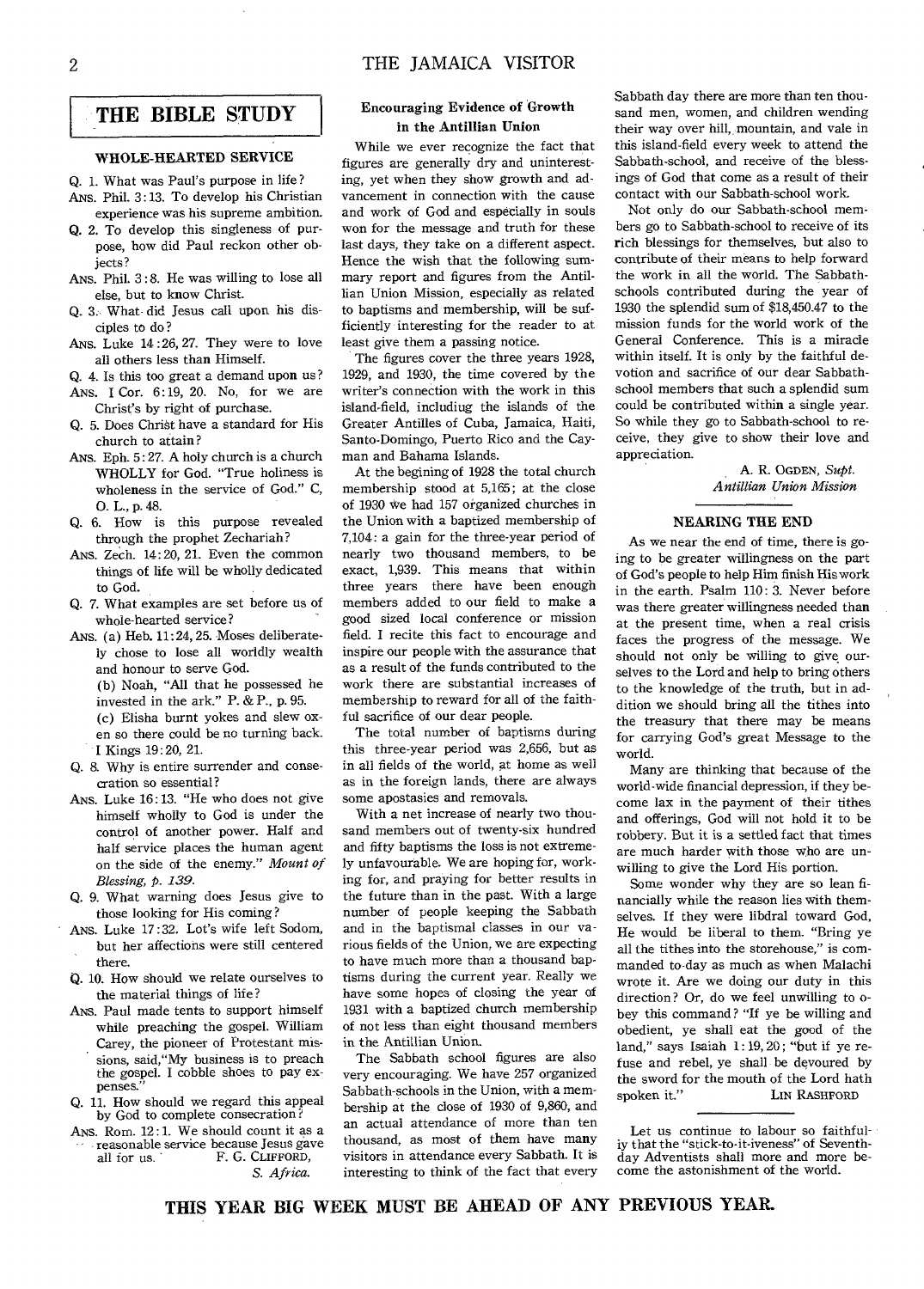## THE BIBLE STUDY

### WHOLE-HEARTED SERVICE

Q. 1. What was Paul's purpose in life?

ANS. Phil. 3:13. To develop his Christian experience was his supreme ambition.

Q. 2. To develop this singleness of purpose, how did Paul reckon other objects?

ANS. Phil. 3:8. He was willing to lose all else, but to know Christ.

Q. 3. What did Jesus call upon his disciples to do?

ANS. Luke 14:26, 27. They were to love all others less than Himself.

Q. 4. Is this too great a demand upon us?

ANS. I Cor. 6:19, 20. No, for we are Christ's by right of purchase.

Q. 5. Does Christ have a standard for His church to attain?

ANS. Eph. 5:27. A holy church is a church WHOLLY for God. "True holiness is wholeness in the service of God." C, O. L., p. 48.

Q. 6. How is this purpose revealed through the prophet Zechariah?

ANS. Zech. 14:20, 21. Even the common things of life will be wholly dedicated to God.

Q. 7. What examples are set before us of whole-hearted service?

ANS. (a) Heb. 11:24, 25. Moses deliberately chose to lose all worldly wealth and honour to serve God.

(b) Noah, "All that he possessed he invested in the ark." P. & P., p. 95.

(c) Elisha burnt yokes and slew oxen so there could be no turning back. I Kings 19:20, 21.

Q. 8. Why is entire surrender and consecration so essential?

ANS. Luke 16:13. "He who does not give himself wholly to God is under the control of another power. Half and half service places the human agent on the side of the enemy." *Mount of Blessing, p. 139.*

Q. 9. What warning does Jesus give to those looking for His coming?

ANS. Luke 17:32. Lot's wife left Sodom, but her affections were still centered there.

Q. 10. How should we relate ourselves to the material things of life?

ANS. Paul made tents to support himself while preaching the gospel. William Carey, the pioneer of Protestant missions, said, "My business is to preach the gospel. I cobble shoes to pay expenses."

Q. 11. How should we regard this appeal by God to complete consecration?

ANS. Rom. 12:1. We should count it as a reasonable service because Jesus gave all for us.

F. G. CLIFFORD,
*S. Africa.*

### Encouraging Evidence of Growth in the Antillian Union

While we ever recognize the fact that figures are generally dry and uninteresting, yet when they show growth and advancement in connection with the cause and work of God and especially in souls won for the message and truth for these last days, they take on a different aspect. Hence the wish that the following summary report and figures from the Antillian Union Mission, especially as related to baptisms and membership, will be sufficiently interesting for the reader to at least give them a passing notice.

The figures cover the three years 1928, 1929, and 1930, the time covered by the writer's connection with the work in this island-field, includiug the islands of the Greater Antilles of Cuba, Jamaica, Haiti, Santo-Domingo, Puerto Rico and the Cayman and Bahama Islands.

At the begining of 1928 the total church membership stood at 5,165; at the close of 1930 we had 157 organized churches in the Union with a baptized membership of 7,104: a gain for the three-year period of nearly two thousand members, to be exact, 1,939. This means that within three years there have been enough members added to our field to make a good sized local conference or mission field. I recite this fact to encourage and inspire our people with the assurance that as a result of the funds contributed to the work there are substantial increases of membership to reward for all of the faithful sacrifice of our dear people.

The total number of baptisms during this three-year period was 2,656, but as in all fields of the world, at home as well as in the foreign lands, there are always some apostasies and removals.

With a net increase of nearly two thousand members out of twenty-six hundred and fifty baptisms the loss is not extremely unfavourable. We are hoping for, working for, and praying for better results in the future than in the past. With a large number of people keeping the Sabbath and in the baptismal classes in our various fields of the Union, we are expecting to have much more than a thousand baptisms during the current year. Really we have some hopes of closing the year of 1931 with a baptized church membership of not less than eight thousand members in the Antillian Union.

The Sabbath school figures are also very encouraging. We have 257 organized Sabbath-schools in the Union, with a membership at the close of 1930 of 9,860, and an actual attendance of more than ten thousand, as most of them have many visitors in attendance every Sabbath. It is interesting to think of the fact that every Sabbath day there are more than ten thousand men, women, and children wending their way over hill, mountain, and vale in this island-field every week to attend the Sabbath-school, and receive of the blessings of God that come as a result of their contact with our Sabbath-school work.

Not only do our Sabbath-school members go to Sabbath-school to receive of its rich blessings for themselves, but also to contribute of their means to help forward the work in all the world. The Sabbath-schools contributed during the year of 1930 the splendid sum of $18,450.47 to the mission funds for the world work of the General Conference. This is a miracle within itself. It is only by the faithful devotion and sacrifice of our dear Sabbath-school members that such a splendid sum could be contributed within a single year. So while they go to Sabbath-school to receive, they give to show their love and appreciation.

A. R. OGDEN, *Supt.*
*Antillian Union Mission*

### NEARING THE END

As we near the end of time, there is going to be greater willingness on the part of God's people to help Him finish His work in the earth. Psalm 110: 3. Never before was there greater willingness needed than at the present time, when a real crisis faces the progress of the message. We should not only be willing to give ourselves to the Lord and help to bring others to the knowledge of the truth, but in addition we should bring all the tithes into the treasury that there may be means for carrying God's great Message to the world.

Many are thinking that because of the world-wide financial depression, if they become lax in the payment of their tithes and offerings, God will not hold it to be robbery. But it is a settled fact that times are much harder with those who are unwilling to give the Lord His portion.

Some wonder why they are so lean financially while the reason lies with themselves. If they were libdral toward God, He would be liberal to them. "Bring ye all the tithes into the storehouse," is commanded to-day as much as when Malachi wrote it. Are we doing our duty in this direction? Or, do we feel unwilling to obey this command? "If ye be willing and obedient, ye shall eat the good of the land," says Isaiah 1:19, 20; "but if ye refuse and rebel, ye shall be devoured by the sword for the mouth of the Lord hath spoken it."

LIN RASHFORD

---

Let us continue to labour so faithfully that the "stick-to-it-iveness" of Seventh-day Adventists shall more and more become the astonishment of the world.

**THIS YEAR BIG WEEK MUST BE AHEAD OF ANY PREVIOUS YEAR.**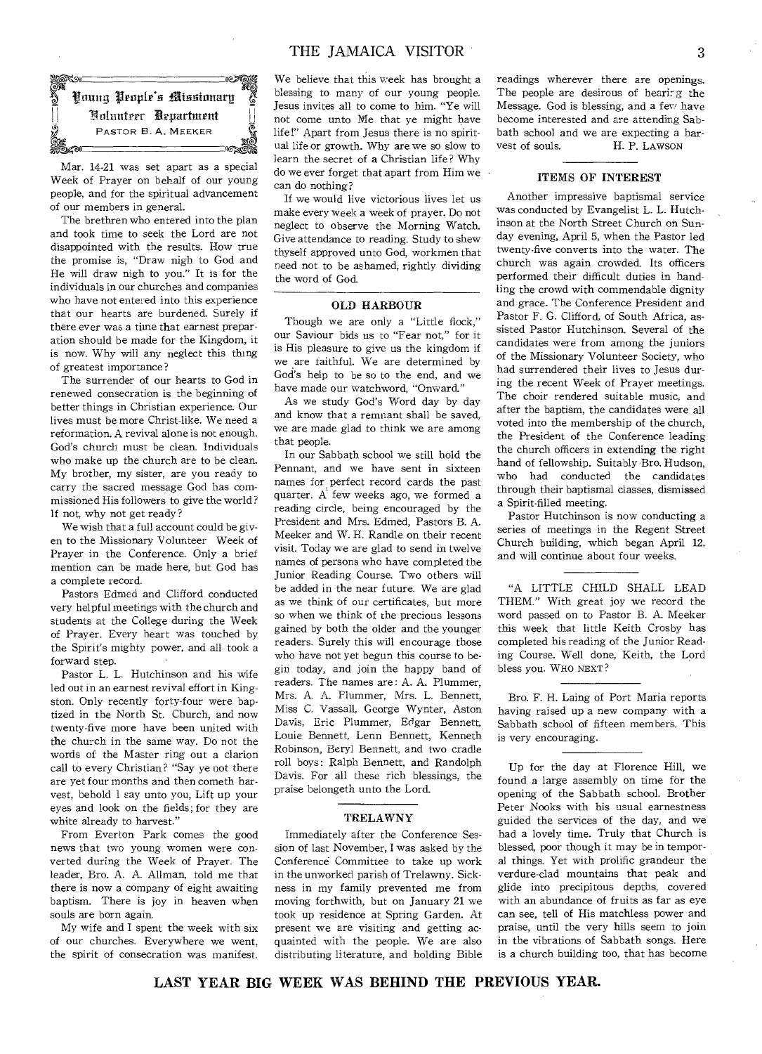## Young People's Missionary Volunteer Department

PASTOR B. A. MEEKER

Mar. 14-21 was set apart as a special Week of Prayer on behalf of our young people, and for the spiritual advancement of our members in general.

The brethren who entered into the plan and took time to seek the Lord are not disappointed with the results. How true the promise is, "Draw nigh to God and He will draw nigh to you." It is for the individuals in our churches and companies who have not entered into this experience that our hearts are burdened. Surely if there ever was a time that earnest preparation should be made for the Kingdom, it is now. Why will any neglect this thing of greatest importance?

The surrender of our hearts to God in renewed consecration is the beginning of better things in Christian experience. Our lives must be more Christ-like. We need a reformation. A revival alone is not enough. God's church must be clean. Individuals who make up the church are to be clean. My brother, my sister, are you ready to carry the sacred message God has commissioned His followers to give the world? If not, why not get ready?

We wish that a full account could be given to the Missionary Volunteer Week of Prayer in the Conference. Only a brief mention can be made here, but God has a complete record.

Pastors Edmed and Clifford conducted very helpful meetings with the church and students at the College during the Week of Prayer. Every heart was touched by the Spirit's mighty power, and all took a forward step.

Pastor L. L. Hutchinson and his wife led out in an earnest revival effort in Kingston. Only recently forty-four were baptized in the North St. Church, and now twenty-five more have been united with the church in the same way. Do not the words of the Master ring out a clarion call to every Christian? "Say ye not there are yet four months and then cometh harvest, behold I say unto you, Lift up your eyes and look on the fields; for they are white already to harvest."

From Everton Park comes the good news that two young women were converted during the Week of Prayer. The leader, Bro. A. A. Allman, told me that there is now a company of eight awaiting baptism. There is joy in heaven when souls are born again.

My wife and I spent the week with six of our churches. Everywhere we went, the spirit of consecration was manifest. We believe that this week has brought a blessing to many of our young people. Jesus invites all to come to him. "Ye will not come unto Me that ye might have life!" Apart from Jesus there is no spiritual life or growth. Why are we so slow to learn the secret of a Christian life? Why do we ever forget that apart from Him we can do nothing?

If we would live victorious lives let us make every week a week of prayer. Do not neglect to observe the Morning Watch. Give attendance to reading. Study to shew thyself approved unto God, workmen that need not to be ashamed, rightly dividing the word of God.

### OLD HARBOUR

Though we are only a "Little flock," our Saviour bids us to "Fear not," for it is His pleasure to give us the kingdom if we are faithful. We are determined by God's help to be so to the end, and we have made our watchword, "Onward."

As we study God's Word day by day and know that a remnant shall be saved, we are made glad to think we are among that people.

In our Sabbath school we still hold the Pennant, and we have sent in sixteen names for perfect record cards the past quarter. A few weeks ago, we formed a reading circle, being encouraged by the President and Mrs. Edmed, Pastors B. A. Meeker and W. H. Randle on their recent visit. Today we are glad to send in twelve names of persons who have completed the Junior Reading Course. Two others will be added in the near future. We are glad as we think of our certificates, but more so when we think of the precious lessons gained by both the older and the younger readers. Surely this will encourage those who have not yet begun this course to begin today, and join the happy band of readers. The names are: A. A. Plummer, Mrs. A. A. Plummer, Mrs. L. Bennett, Miss C. Vassall, George Wynter, Aston Davis, Eric Plummer, Edgar Bennett, Louie Bennett, Lenn Bennett, Kenneth Robinson, Beryl Bennett, and two cradle roll boys: Ralph Bennett, and Randolph Davis. For all these rich blessings, the praise belongeth unto the Lord.

### TRELAWNY

Immediately after the Conference Session of last November, I was asked by the Conference Committee to take up work in the unworked parish of Trelawny. Sickness in my family prevented me from moving forthwith, but on January 21 we took up residence at Spring Garden. At present we are visiting and getting acquainted with the people. We are also distributing literature, and holding Bible readings wherever there are openings. The people are desirous of hearing the Message. God is blessing, and a few have become interested and are attending Sabbath school and we are expecting a harvest of souls. H. P. LAWSON

### ITEMS OF INTEREST

Another impressive baptismal service was conducted by Evangelist L. L. Hutchinson at the North Street Church on Sunday evening, April 5, when the Pastor led twenty-five converts into the water. The church was again crowded. Its officers performed their difficult duties in handling the crowd with commendable dignity and grace. The Conference President and Pastor F. G. Clifford, of South Africa, assisted Pastor Hutchinson. Several of the candidates were from among the juniors of the Missionary Volunteer Society, who had surrendered their lives to Jesus during the recent Week of Prayer meetings. The choir rendered suitable music, and after the baptism, the candidates were all voted into the membership of the church, the President of the Conference leading the church officers in extending the right hand of fellowship. Suitably Bro. Hudson, who had conducted the candidates through their baptismal classes, dismissed a Spirit-filled meeting.

Pastor Hutchinson is now conducting a series of meetings in the Regent Street Church building, which began April 12, and will continue about four weeks.

"A LITTLE CHILD SHALL LEAD THEM." With great joy we record the word passed on to Pastor B. A. Meeker this week that little Keith Crosby has completed his reading of the Junior Reading Course. Well done, Keith, the Lord bless you. WHO NEXT?

Bro. F. H. Laing of Port Maria reports having raised up a new company with a Sabbath school of fifteen members. This is very encouraging.

Up for the day at Florence Hill, we found a large assembly on time for the opening of the Sabbath school. Brother Peter Nooks with his usual earnestness guided the services of the day, and we had a lovely time. Truly that Church is blessed, poor though it may be in temporal things. Yet with prolific grandeur the verdure-clad mountains that peak and glide into precipitous depths, covered with an abundance of fruits as far as eye can see, tell of His matchless power and praise, until the very hills seem to join in the vibrations of Sabbath songs. Here is a church building too, that has become

**LAST YEAR BIG WEEK WAS BEHIND THE PREVIOUS YEAR.**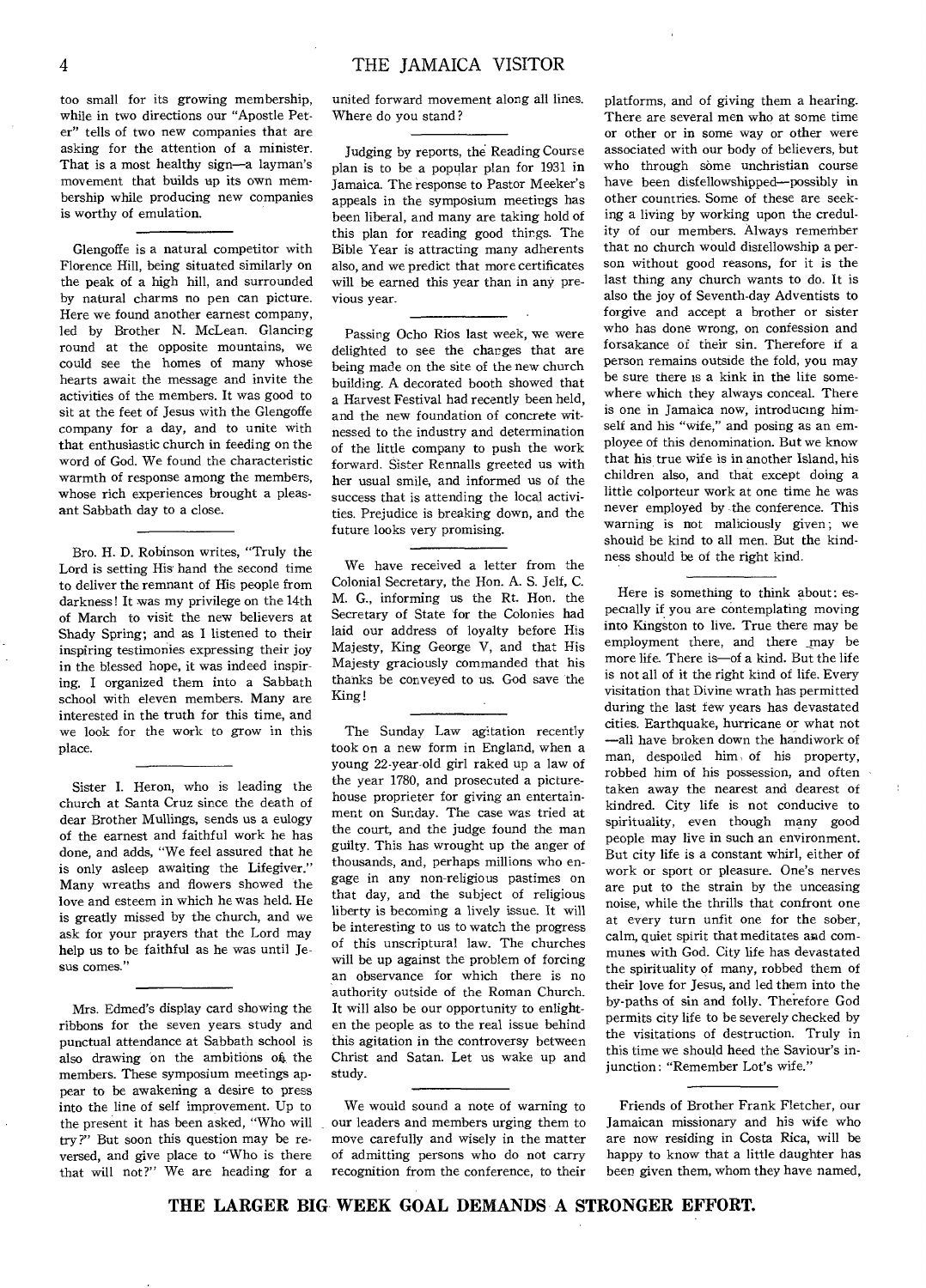too small for its growing membership, while in two directions our "Apostle Peter" tells of two new companies that are asking for the attention of a minister. That is a most healthy sign—a layman's movement that builds up its own membership while producing new companies is worthy of emulation.

---

Glengoffe is a natural competitor with Florence Hill, being situated similarly on the peak of a high hill, and surrounded by natural charms no pen can picture. Here we found another earnest company, led by Brother N. McLean. Glancing round at the opposite mountains, we could see the homes of many whose hearts await the message and invite the activities of the members. It was good to sit at the feet of Jesus with the Glengoffe company for a day, and to unite with that enthusiastic church in feeding on the word of God. We found the characteristic warmth of response among the members, whose rich experiences brought a pleasant Sabbath day to a close.

---

Bro. H. D. Robinson writes, "Truly the Lord is setting His hand the second time to deliver the remnant of His people from darkness! It was my privilege on the 14th of March to visit the new believers at Shady Spring; and as I listened to their inspiring testimonies expressing their joy in the blessed hope, it was indeed inspiring. I organized them into a Sabbath school with eleven members. Many are interested in the truth for this time, and we look for the work to grow in this place.

---

Sister I. Heron, who is leading the church at Santa Cruz since the death of dear Brother Mullings, sends us a eulogy of the earnest and faithful work he has done, and adds, "We feel assured that he is only asleep awaiting the Lifegiver." Many wreaths and flowers showed the love and esteem in which he was held. He is greatly missed by the church, and we ask for your prayers that the Lord may help us to be faithful as he was until Jesus comes."

---

Mrs. Edmed's display card showing the ribbons for the seven years study and punctual attendance at Sabbath school is also drawing on the ambitions of the members. These symposium meetings appear to be awakening a desire to press into the line of self improvement. Up to the present it has been asked, "Who will try?" But soon this question may be reversed, and give place to "Who is there that will not?" We are heading for a united forward movement along all lines. Where do you stand?

---

Judging by reports, the Reading Course plan is to be a popular plan for 1931 in Jamaica. The response to Pastor Meeker's appeals in the symposium meetings has been liberal, and many are taking hold of this plan for reading good things. The Bible Year is attracting many adherents also, and we predict that more certificates will be earned this year than in any previous year.

---

Passing Ocho Rios last week, we were delighted to see the changes that are being made on the site of the new church building. A decorated booth showed that a Harvest Festival had recently been held, and the new foundation of concrete witnessed to the industry and determination of the little company to push the work forward. Sister Rennalls greeted us with her usual smile, and informed us of the success that is attending the local activities. Prejudice is breaking down, and the future looks very promising.

---

We have received a letter from the Colonial Secretary, the Hon. A. S. Jelf, C. M. G., informing us the Rt. Hon. the Secretary of State for the Colonies had laid our address of loyalty before His Majesty, King George V, and that His Majesty graciously commanded that his thanks be conveyed to us. God save the King!

---

The Sunday Law agitation recently took on a new form in England, when a young 22-year-old girl raked up a law of the year 1780, and prosecuted a picture-house proprietor for giving an entertainment on Sunday. The case was tried at the court, and the judge found the man guilty. This has wrought up the anger of thousands, and, perhaps millions who engage in any non-religious pastimes on that day, and the subject of religious liberty is becoming a lively issue. It will be interesting to us to watch the progress of this unscriptural law. The churches will be up against the problem of forcing an observance for which there is no authority outside of the Roman Church. It will also be our opportunity to enlighten the people as to the real issue behind this agitation in the controversy between Christ and Satan. Let us wake up and study.

---

We would sound a note of warning to our leaders and members urging them to move carefully and wisely in the matter of admitting persons who do not carry recognition from the conference, to their platforms, and of giving them a hearing. There are several men who at some time or other or in some way or other were associated with our body of believers, but who through some unchristian course have been disfellowshipped—possibly in other countries. Some of these are seeking a living by working upon the credulity of our members. Always remember that no church would disfellowship a person without good reasons, for it is the last thing any church wants to do. It is also the joy of Seventh-day Adventists to forgive and accept a brother or sister who has done wrong, on confession and forsakance of their sin. Therefore if a person remains outside the fold, you may be sure there is a kink in the life somewhere which they always conceal. There is one in Jamaica now, introducing himself and his "wife," and posing as an employee of this denomination. But we know that his true wife is in another Island, his children also, and that except doing a little colporteur work at one time he was never employed by the conference. This warning is not maliciously given; we should be kind to all men. But the kindness should be of the right kind.

---

Here is something to think about: especially if you are contemplating moving into Kingston to live. True there may be employment there, and there may be more life. There is—of a kind. But the life is not all of it the right kind of life. Every visitation that Divine wrath has permitted during the last few years has devastated cities. Earthquake, hurricane or what not—all have broken down the handiwork of man, despoiled him of his property, robbed him of his possession, and often taken away the nearest and dearest of kindred. City life is not conducive to spirituality, even though many good people may live in such an environment. But city life is a constant whirl, either of work or sport or pleasure. One's nerves are put to the strain by the unceasing noise, while the thrills that confront one at every turn unfit one for the sober, calm, quiet spirit that meditates and communes with God. City life has devastated the spirituality of many, robbed them of their love for Jesus, and led them into the by-paths of sin and folly. Therefore God permits city life to be severely checked by the visitations of destruction. Truly in this time we should heed the Saviour's injunction: "Remember Lot's wife."

---

Friends of Brother Frank Fletcher, our Jamaican missionary and his wife who are now residing in Costa Rica, will be happy to know that a little daughter has been given them, whom they have named,

**THE LARGER BIG WEEK GOAL DEMANDS A STRONGER EFFORT.**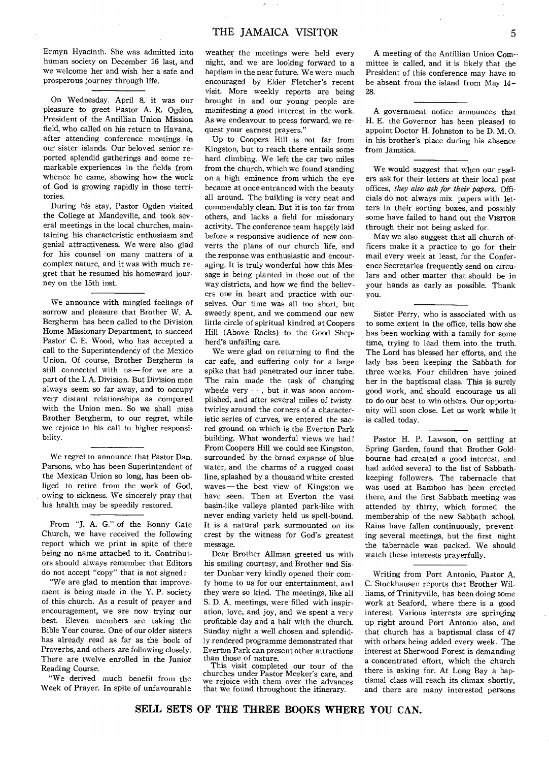Ermyn Hyacinth. She was admitted into human society on December 16 last, and we welcome her and wish her a safe and prosperous journey through life.

On Wednesday, April 8, it was our pleasure to greet Pastor A. R. Ogden, President of the Antillian Union Mission field, who called on his return to Havana, after attending conference meetings in our sister islands. Our beloved senior reported splendid gatherings and some remarkable experiences in the fields from whence he came, showing how the work of God is growing rapidly in those territories.

During his stay, Pastor Ogden visited the College at Mandeville, and took several meetings in the local churches, maintaining his characteristic enthusiasm and genial attractiveness. We were also glad for his counsel on many matters of a complex nature, and it was with much regret that he resumed his homeward journey on the 15th inst.

We announce with mingled feelings of sorrow and pleasure that Brother W. A. Bergherm has been called to the Division Home Missionary Department, to succeed Pastor C. E. Wood, who has accepted a call to the Superintendency of the Mexico Union. Of course, Brother Bergherm is still connected with us—for we are a part of the I. A. Division. But Division men always seem so far away, and to occupy very distant relationships as compared with the Union men. So we shall miss Brother Bergherm, to our regret, while we rejoice in his call to higher responsibility.

We regret to announce that Pastor Dan. Parsons, who has been Superintendent of the Mexican Union so long, has been obliged to retire from the work of God, owing to sickness. We sincerely pray that his health may be speedily restored.

From "J. A. G." of the Bonny Gate Church, we have received the following report which we print in spite of there being no name attached to it. Contributors should always remember that Editors do not accept "copy" that is not signed:

"We are glad to mention that improvement is being made in the Y. P. society of this church. As a result of prayer and encouragement, we are now trying our best. Eleven members are taking the Bible Year course. One of our older sisters has already read as far as the book of Proverbs, and others are following closely. There are twelve enrolled in the Junior Reading Course.

"We derived much benefit from the Week of Prayer. In spite of unfavourable weather the meetings were held every night, and we are looking forward to a baptism in the near future. We were much encouraged by Elder Fletcher's recent visit. More weekly reports are being brought in and our young people are manifesting a good interest in the work. As we endeavour to press forward, we request your earnest prayers."

Up to Coopers Hill is not far from Kingston, but to reach there entails some hard climbing. We left the car two miles from the church, which we found standing on a high eminence from which the eye became at once entranced with the beauty all around. The building is very neat and commendably clean. But it is too far from others, and lacks a field for missionary activity. The conference team happily laid before a responsive audience of new converts the plans of our church life, and the response was enthusiastic and encouraging. It is truly wonderful how this Message is being planted in those out of the way districts, and how we find the believers one in heart and practice with ourselves. Our time was all too short, but sweetly spent, and we commend our new little circle of spiritual kindred at Coopers Hill (Above Rocks) to the Good Shepherd's unfailing care.

We were glad on returning to find the car safe, and suffering only for a large spike that had penetrated our inner tube. The rain made the task of changing wheels very - -, but it was soon accomplished, and after several miles of twisty-twirley around the corners of a characteristic series of curves, we entered the sacred ground on which is the Everton Park building. What wonderful views we had! From Coopers Hill we could see Kingston, surrounded by the broad expanse of blue water, and the charms of a rugged coast line, splashed by a thousand white crested waves—the best view of Kingston we have seen. Then at Everton the vast basin-like valleys planted park-like with never ending variety held us spell-bound. It is a natural park surmounted on its crest by the witness for God's greatest message.

Dear Brother Allman greeted us with his smiling courtesy, and Brother and Sister Dunbar very kindly opened their comfy home to us for our entertainment, and they were so kind. The meetings, like all S. D. A. meetings, were filled with inspiration, love, and joy, and we spent a very profitable day and a half with the church. Sunday night a well chosen and splendidly rendered programme demonstrated that Everton Park can present other attractions than those of nature.

This visit completed our tour of the churches under Pastor Meeker's care, and we rejoice with them over the advances that we found throughout the itinerary.

A meeting of the Antillian Union Committee is called, and it is likely that the President of this conference may have to be absent from the island from May 14-28.

A government notice announces that H. E. the Governor has been pleased to appoint Doctor H. Johnston to be D. M. O. in his brother's place during his absence from Jamaica.

We would suggest that when our readers ask for their letters at their local post offices, *they also ask for their papers*. Officials do not always mix papers with letters in their sorting boxes, and possibly some have failed to hand out the VISITOR through their not being asked for.

May we also suggest that all church officers make it a practice to go for their mail every week at least, for the Conference Secretaries frequently send on circulars and other matter that should be in your hands as early as possible. Thank you.

Sister Perry, who is associated with us to some extent in the office, tells how she has been working with a family for some time, trying to lead them into the truth. The Lord has blessed her efforts, and the lady has been keeping the Sabbath for three weeks. Four children have joined her in the baptismal class. This is surely good work, and should encourage us all to do our best to win others. Our opportunity will soon close. Let us work while it is called today.

Pastor H. P. Lawson, on settling at Spring Garden, found that Brother Goldbourne had created a good interest, and had added several to the list of Sabbath-keeping followers. The tabernacle that was used at Bamboo has been erected there, and the first Sabbath meeting was attended by thirty, which formed the membership of the new Sabbath school. Rains have fallen continuously, preventing several meetings, but the first night the tabernacle was packed. We should watch these interests prayerfully.

Writing from Port Antonio, Pastor A. C. Stockhausen reports that Brother Williams, of Trinityville, has been doing some work at Seaford, where there is a good interest. Various interests are springing up right around Port Antonio also, and that church has a baptismal class of 47 with others being added every week. The interest at Sherwood Forest is demanding a concentrated effort, which the church there is asking for. At Long Bay a baptismal class will reach its climax shortly, and there are many interested persons

**SELL SETS OF THE THREE BOOKS WHERE YOU CAN.**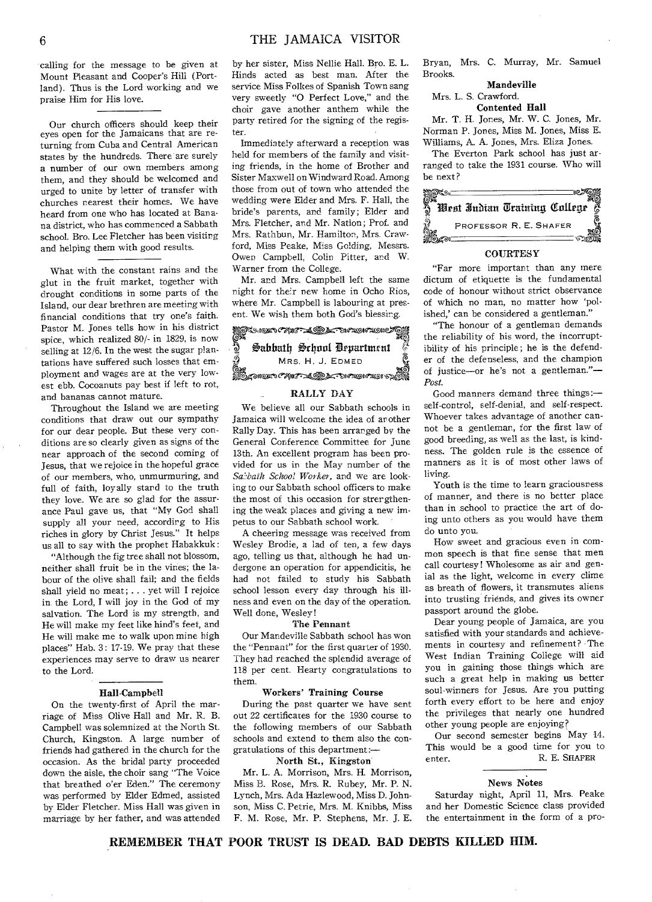calling for the message to be given at Mount Pleasant and Cooper's Hill (Portland). Thus is the Lord working and we praise Him for His love.

Our church officers should keep their eyes open for the Jamaicans that are returning from Cuba and Central American states by the hundreds. There are surely a number of our own members among them, and they should be welcomed and urged to unite by letter of transfer with churches nearest their homes. We have heard from one who has located at Banana district, who has commenced a Sabbath school. Bro. Lee Fletcher has been visiting and helping them with good results.

What with the constant rains and the glut in the fruit market, together with drought conditions in some parts of the Island, our dear brethren are meeting with financial conditions that try one's faith. Pastor M. Jones tells how in his district spice, which realized 80/- in 1829, is now selling at 12/6. In the west the sugar plantations have suffered such losses that employment and wages are at the very lowest ebb. Cocoanuts pay best if left to rot, and bananas cannot mature.

Throughout the Island we are meeting conditions that draw out our sympathy for our dear people. But these very conditions are so clearly given as signs of the near approach of the second coming of Jesus, that we rejoice in the hopeful grace of our members, who, unmurmuring, and full of faith, loyally stand to the truth they love. We are so glad for the assurance Paul gave us, that "My God shall supply all your need, according to His riches in glory by Christ Jesus." It helps us all to say with the prophet Habakkuk:

"Although the fig tree shall not blossom, neither shall fruit be in the vines; the labour of the olive shall fail; and the fields shall yield no meat; . . . yet will I rejoice in the Lord, I will joy in the God of my salvation. The Lord is my strength, and He will make my feet like hind's feet, and He will make me to walk upon mine high places" Hab. 3: 17-19. We pray that these experiences may serve to draw us nearer to the Lord.

### Hall-Campbell

On the twenty-first of April the marriage of Miss Olive Hall and Mr. R. B. Campbell was solemnized at the North St. Church, Kingston. A large number of friends had gathered in the church for the occasion. As the bridal party proceeded down the aisle, the choir sang "The Voice that breathed o'er Eden." The ceremony was performed by Elder Edmed, assisted by Elder Fletcher. Miss Hall was given in marriage by her father, and was attended by her sister, Miss Nellie Hall. Bro. E. L. Hinds acted as best man. After the service Miss Folkes of Spanish Town sang very sweetly "O Perfect Love," and the choir gave another anthem while the party retired for the signing of the register.

Immediately afterward a reception was held for members of the family and visiting friends, in the home of Brother and Sister Maxwell on Windward Road. Among those from out of town who attended the wedding were Elder and Mrs. F. Hall, the bride's parents, and family; Elder and Mrs. Fletcher, and Mr. Nation; Prof. and Mrs. Rathbun, Mr. Hamilton, Mrs. Crawford, Miss Peake, Miss Golding, Messrs. Owen Campbell, Colin Pitter, and W. Warner from the College.

Mr. and Mrs. Campbell left the same night for their new home in Ocho Rios, where Mr. Campbell is labouring at present. We wish them both God's blessing.

## Sabbath School Department

MRS. H. J. EDMED

### RALLY DAY

We believe all our Sabbath schools in Jamaica will welcome the idea of another Rally Day. This has been arranged by the General Conference Committee for June 13th. An excellent program has been provided for us in the May number of the *Sabbath School Worker*, and we are looking to our Sabbath school officers to make the most of this occasion for strengthening the weak places and giving a new impetus to our Sabbath school work.

A cheering message was received from Wesley Brodie, a lad of ten, a few days ago, telling us that, although he had undergone an operation for appendicitis, he had not failed to study his Sabbath school lesson every day through his illness and even on the day of the operation. Well done, Wesley!

#### The Pennant

Our Mandeville Sabbath school has won the "Pennant" for the first quarter of 1930. They had reached the splendid average of 118 per cent. Hearty congratulations to them.

#### Workers' Training Course

During the past quarter we have sent out 22 certificates for the 1930 course to the following members of our Sabbath schools and extend to them also the congratulations of this department:—

**North St., Kingston**

Mr. L. A. Morrison, Mrs. H. Morrison, Miss B. Rose, Mrs. R. Rubey, Mr. P. N. Lynch, Mrs. Ada Hazlewood, Miss D. Johnson, Miss C. Petrie, Mrs. M. Knibbs, Miss F. M. Rose, Mr. P. Stephens, Mr. J. E. Bryan, Mrs. C. Murray, Mr. Samuel Brooks.

**Mandeville**

Mrs. L. S. Crawford.

**Contented Hall**

Mr. T. H. Jones, Mr. W. C. Jones, Mr. Norman P. Jones, Miss M. Jones, Miss E. Williams, A. A. Jones, Mrs. Eliza Jones.

The Everton Park school has just arranged to take the 1931 course. Who will be next?

## West Indian Training College

PROFESSOR R. E. SHAFER

### COURTESY

"Far more important than any mere dictum of etiquette is the fundamental code of honour without strict observance of which no man, no matter how 'polished,' can be considered a gentleman."

"The honour of a gentleman demands the reliability of his word, the incorruptibility of his principle; he is the defender of the defenseless, and the champion of justice—or he's not a gentleman."—*Post.*

Good manners demand three things:—self-control, self-denial, and self-respect. Whoever takes advantage of another cannot be a gentleman, for the first law of good breeding, as well as the last, is kindness. The golden rule is the essence of manners as it is of most other laws of living.

Youth is the time to learn graciousness of manner, and there is no better place than in school to practice the art of doing unto others as you would have them do unto you.

How sweet and gracious even in common speech is that fine sense that men call courtesy! Wholesome as air and genial as the light, welcome in every clime as breath of flowers, it transmutes aliens into trusting friends, and gives its owner passport around the globe.

Dear young people of Jamaica, are you satisfied with your standards and achievements in courtesy and refinement? The West Indian Training College will aid you in gaining those things which are such a great help in making us better soul-winners for Jesus. Are you putting forth every effort to be here and enjoy the privileges that nearly one hundred other young people are enjoying?

Our second semester begins May 14. This would be a good time for you to enter.

R. E. SHAFER

### News Notes

Saturday night, April 11, Mrs. Peake and her Domestic Science class provided the entertainment in the form of a pro-

**REMEMBER THAT POOR TRUST IS DEAD. BAD DEBTS KILLED HIM.**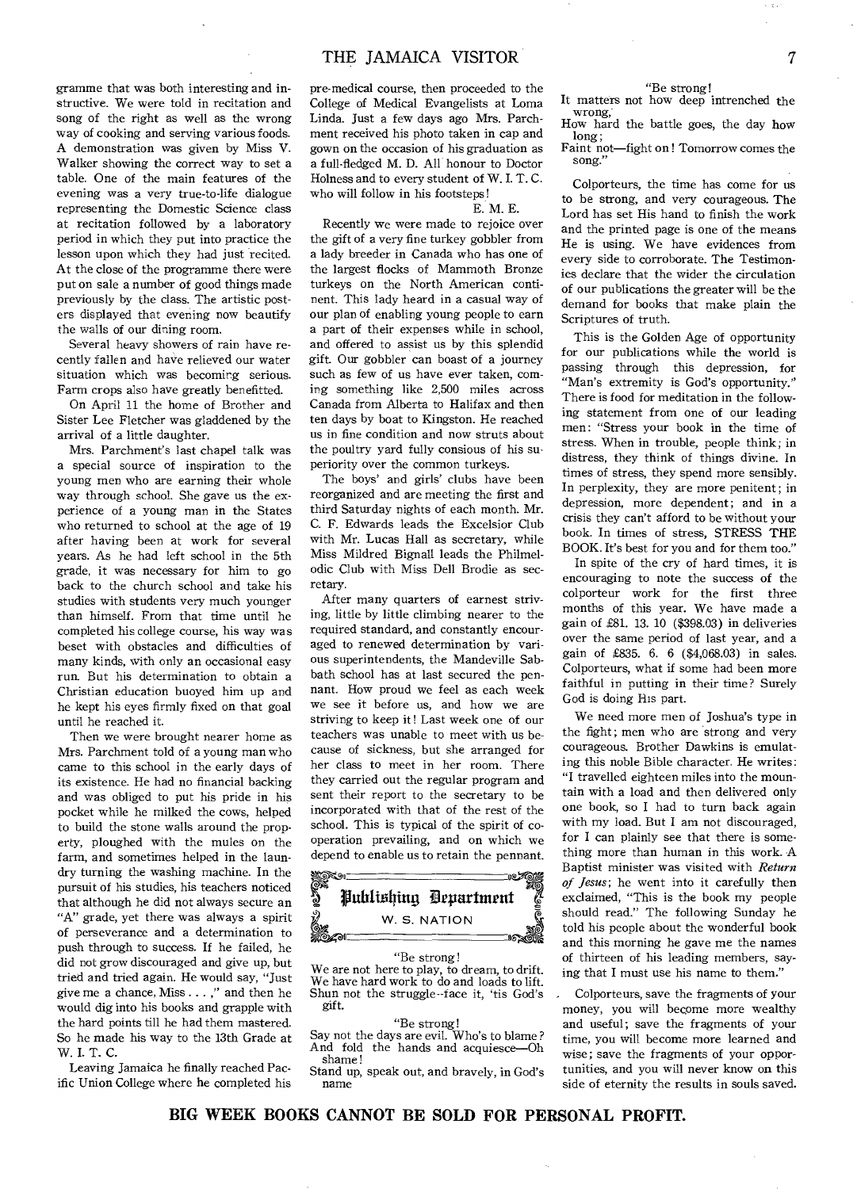gramme that was both interesting and instructive. We were told in recitation and song of the right as well as the wrong way of cooking and serving various foods. A demonstration was given by Miss V. Walker showing the correct way to set a table. One of the main features of the evening was a very true-to-life dialogue representing the Domestic Science class at recitation followed by a laboratory period in which they put into practice the lesson upon which they had just recited. At the close of the programme there were put on sale a number of good things made previously by the class. The artistic posters displayed that evening now beautify the walls of our dining room.

Several heavy showers of rain have recently fallen and have relieved our water situation which was becoming serious. Farm crops also have greatly benefitted.

On April 11 the home of Brother and Sister Lee Fletcher was gladdened by the arrival of a little daughter.

Mrs. Parchment's last chapel talk was a special source of inspiration to the young men who are earning their whole way through school. She gave us the experience of a young man in the States who returned to school at the age of 19 after having been at work for several years. As he had left school in the 5th grade, it was necessary for him to go back to the church school and take his studies with students very much younger than himself. From that time until he completed his college course, his way was beset with obstacles and difficulties of many kinds, with only an occasional easy run. But his determination to obtain a Christian education buoyed him up and he kept his eyes firmly fixed on that goal until he reached it.

Then we were brought nearer home as Mrs. Parchment told of a young man who came to this school in the early days of its existence. He had no financial backing and was obliged to put his pride in his pocket while he milked the cows, helped to build the stone walls around the property, ploughed with the mules on the farm, and sometimes helped in the laundry turning the washing machine. In the pursuit of his studies, his teachers noticed that although he did not always secure an "A" grade, yet there was always a spirit of perseverance and a determination to push through to success. If he failed, he did not grow discouraged and give up, but tried and tried again. He would say, "Just give me a chance, Miss . . . ," and then he would dig into his books and grapple with the hard points till he had them mastered. So he made his way to the 13th Grade at W. I. T. C.

Leaving Jamaica he finally reached Pacific Union College where he completed his pre-medical course, then proceeded to the College of Medical Evangelists at Loma Linda. Just a few days ago Mrs. Parchment received his photo taken in cap and gown on the occasion of his graduation as a full-fledged M. D. All honour to Doctor Holness and to every student of W. I. T. C. who will follow in his footsteps!

E. M. E.

Recently we were made to rejoice over the gift of a very fine turkey gobbler from a lady breeder in Canada who has one of the largest flocks of Mammoth Bronze turkeys on the North American continent. This lady heard in a casual way of our plan of enabling young people to earn a part of their expenses while in school, and offered to assist us by this splendid gift. Our gobbler can boast of a journey such as few of us have ever taken, coming something like 2,500 miles across Canada from Alberta to Halifax and then ten days by boat to Kingston. He reached us in fine condition and now struts about the poultry yard fully consious of his superiority over the common turkeys.

The boys' and girls' clubs have been reorganized and are meeting the first and third Saturday nights of each month. Mr. C. F. Edwards leads the Excelsior Club with Mr. Lucas Hall as secretary, while Miss Mildred Bignall leads the Philmelodic Club with Miss Dell Brodie as secretary.

After many quarters of earnest striving, little by little climbing nearer to the required standard, and constantly encouraged to renewed determination by various superintendents, the Mandeville Sabbath school has at last secured the pennant. How proud we feel as each week we see it before us, and how we are striving to keep it! Last week one of our teachers was unable to meet with us because of sickness, but she arranged for her class to meet in her room. There they carried out the regular program and sent their report to the secretary to be incorporated with that of the rest of the school. This is typical of the spirit of cooperation prevailing, and on which we depend to enable us to retain the pennant.

## Publishing Department

W. S. NATION

"Be strong!  
We are not here to play, to dream, to drift.  
We have hard work to do and loads to lift.  
Shun not the struggle--face it, 'tis God's gift.

"Be strong!  
Say not the days are evil. Who's to blame?  
And fold the hands and acquiesce—Oh shame!  
Stand up, speak out, and bravely, in God's name

"Be strong!  
It matters not how deep intrenched the wrong,  
How hard the battle goes, the day how long;  
Faint not—fight on! Tomorrow comes the song."

Colporteurs, the time has come for us to be strong, and very courageous. The Lord has set His hand to finish the work and the printed page is one of the means He is using. We have evidences from every side to corroborate. The Testimonies declare that the wider the circulation of our publications the greater will be the demand for books that make plain the Scriptures of truth.

This is the Golden Age of opportunity for our publications while the world is passing through this depression, for "Man's extremity is God's opportunity." There is food for meditation in the following statement from one of our leading men: "Stress your book in the time of stress. When in trouble, people think; in distress, they think of things divine. In times of stress, they spend more sensibly. In perplexity, they are more penitent; in depression, more dependent; and in a crisis they can't afford to be without your book. In times of stress, STRESS THE BOOK. It's best for you and for them too."

In spite of the cry of hard times, it is encouraging to note the success of the colporteur work for the first three months of this year. We have made a gain of £81. 13. 10 ($398.03) in deliveries over the same period of last year, and a gain of £835. 6. 6 ($4,068.03) in sales. Colporteurs, what if some had been more faithful in putting in their time? Surely God is doing His part.

We need more men of Joshua's type in the fight; men who are strong and very courageous. Brother Dawkins is emulating this noble Bible character. He writes: "I travelled eighteen miles into the mountain with a load and then delivered only one book, so I had to turn back again with my load. But I am not discouraged, for I can plainly see that there is something more than human in this work. A Baptist minister was visited with *Return of Jesus*; he went into it carefully then exclaimed, "This is the book my people should read." The following Sunday he told his people about the wonderful book and this morning he gave me the names of thirteen of his leading members, saying that I must use his name to them."

Colporteurs, save the fragments of your money, you will become more wealthy and useful; save the fragments of your time, you will become more learned and wise; save the fragments of your opportunities, and you will never know on this side of eternity the results in souls saved.

**BIG WEEK BOOKS CANNOT BE SOLD FOR PERSONAL PROFIT.**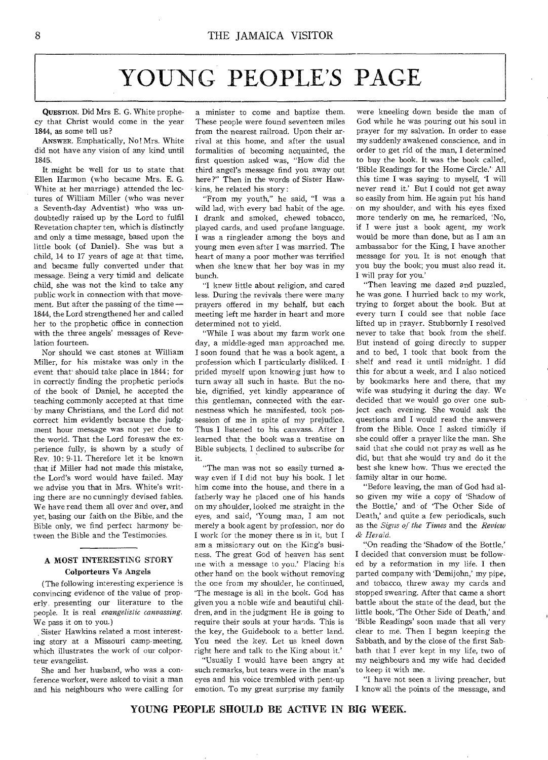# YOUNG PEOPLE'S PAGE

**QUESTION.** Did Mrs E. G. White prophecy that Christ would come in the year 1844, as some tell us?

**ANSWER.** Emphatically, No! Mrs. White did not have any vision of any kind until 1845.

It might be well for us to state that Ellen Harmon (who became Mrs. E. G. White at her marriage) attended the lectures of William Miller (who was never a Seventh-day Adventist) who was undoubtedly raised up by the Lord to fulfil Revetation chapter ten, which is distinctly and only a time message, based upon the little book (of Daniel). She was but a child, 14 to 17 years of age at that time, and became fully converted under that message. Being a very timid and delicate child, she was not the kind to take any public work in connection with that movement. But after the passing of the time—1844, the Lord strengthened her and called her to the prophetic office in connection with the three angels' messages of Revelation fourteen.

Nor should we cast stones at William Miller, for his mistake was only in the event that should take place in 1844; for in correctly finding the prophetic periods of the book of Daniel, he accepted the teaching commonly accepted at that time by many Christians, and the Lord did not correct him evidently because the judgment hour message was not yet due to the world. That the Lord foresaw the experience fully, is shown by a study of Rev. 10: 9-11. Therefore let it be known that if Miller had not made this mistake, the Lord's word would have failed. May we advise you that in Mrs. White's writing there are no cunningly devised fables. We have read them all over and over, and yet, basing our faith on the Bible, and the Bible only, we find perfect harmony between the Bible and the Testimonies.

---

## A MOST INTERESTING STORY

### Colporteurs Vs Angels

(The following interesting experience is convincing evidence of the value of properly presenting our literature to the people. It is real *evangelistic canvassing.* We pass it on to you.)

Sister Hawkins related a most interesting story at a Missouri camp-meeting, which illustrates the work of our colporteur evangelist.

She and her husband, who was a conference worker, were asked to visit a man and his neighbours who were calling for a minister to come and baptize them. These people were found seventeen miles from the nearest railroad. Upon their arrival at this home, and after the usual formalities of becoming acquainted, the first question asked was, "How did the third angel's message find you away out here?" Then in the words of Sister Hawkins, he related his story:

"From my youth," he said, "I was a wild lad, with every bad habit of the age. I drank and smoked, chewed tobacco, played cards, and used profane language. I was a ringleader among the boys and young men even after I was married. The heart of many a poor mother was terrified when she knew that her boy was in my bunch.

"I knew little about religion, and cared less. During the revivals there were many prayers offered in my behalf, but each meeting left me harder in heart and more determined not to yield.

"While I was about my farm work one day, a middle-aged man approached me. I soon found that he was a book agent, a profession which I particularly disliked. I prided myself upon knowing just how to turn away all such in haste. But the noble, dignified, yet kindly appearance of this gentleman, connected with the earnestness which he manifested, took possession of me in spite of my prejudice. Thus I listened to his canvass. After I learned that the book was a treatise on Bible subjects, I declined to subscribe for it.

"The man was not so easily turned away even if I did not buy his book. I let him come into the house, and there in a fatherly way he placed one of his hands on my shoulder, looked me straight in the eyes, and said, 'Young man, I am not merely a book agent by profession, nor do I work for the money there is in it, but I am a missionary out on the King's business. The great God of heaven has sent me with a message to you.' Placing his other hand on the book without removing the one from my shoulder, he continued, 'The message is all in the book. God has given you a noble wife and beautiful children, and in the judgment He is going to require their souls at your hands. This is the key, the Guidebook to a better land. You need the key. Let us kneel down right here and talk to the King about it.'

"Usually I would have been angry at such remarks, but tears were in the man's eyes and his voice trembled with pent-up emotion. To my great surprise my family were kneeling down beside the man of God while he was pouring out his soul in prayer for my salvation. In order to ease my suddenly awakened conscience, and in order to get rid of the man, I determined to buy the book. It was the book called, 'Bible Readings for the Home Circle.' All this time I was saying to myself, 'I will never read it.' But I could not get away so easily from him. He again put his hand on my shoulder, and with his eyes fixed more tenderly on me, he remarked, 'No, if I were just a book agent, my work would be more than done, but as I am an ambassador for the King, I have another message for you. It is not enough that you buy the book; you must also read it. I will pray for you.'

"Then leaving me dazed and puzzled, he was gone. I hurried back to my work, trying to forget about the book. But at every turn I could see that noble face lifted up in prayer. Stubbornly I resolved never to take that book from the shelf. But instead of going directly to supper and to bed, I took that book from the shelf and read it until midnight. I did this for about a week, and I also noticed by bookmarks here and there, that my wife was studying it during the day. We decided that we would go over one subject each evening. She would ask the questions and I would read the answers from the Bible. Once I asked timidly if she could offer a prayer like the man. She said that she could not pray as well as he did, but that she would try and do it the best she knew how. Thus we erected the family altar in our home.

"Before leaving, the man of God had also given my wife a copy of 'Shadow of the Bottle,' and of 'The Other Side of Death,' and quite a few periodicals, such as the *Signs of the Times* and the *Review & Herald.*

"On reading the 'Shadow of the Bottle,' I decided that conversion must be followed by a reformation in my life. I then parted company with 'Demijohn,' my pipe, and tobacco, threw away my cards and stopped swearing. After that came a short battle about the state of the dead, but the little book, 'The Other Side of Death,' and 'Bible Readings' soon made that all very clear to me. Then I began keeping the Sabbath, and by the close of the first Sabbath that I ever kept in my life, two of my neighbours and my wife had decided to keep it with me.

"I have not seen a living preacher, but I know all the points of the message, and

**YOUNG PEOPLE SHOULD BE ACTIVE IN BIG WEEK.**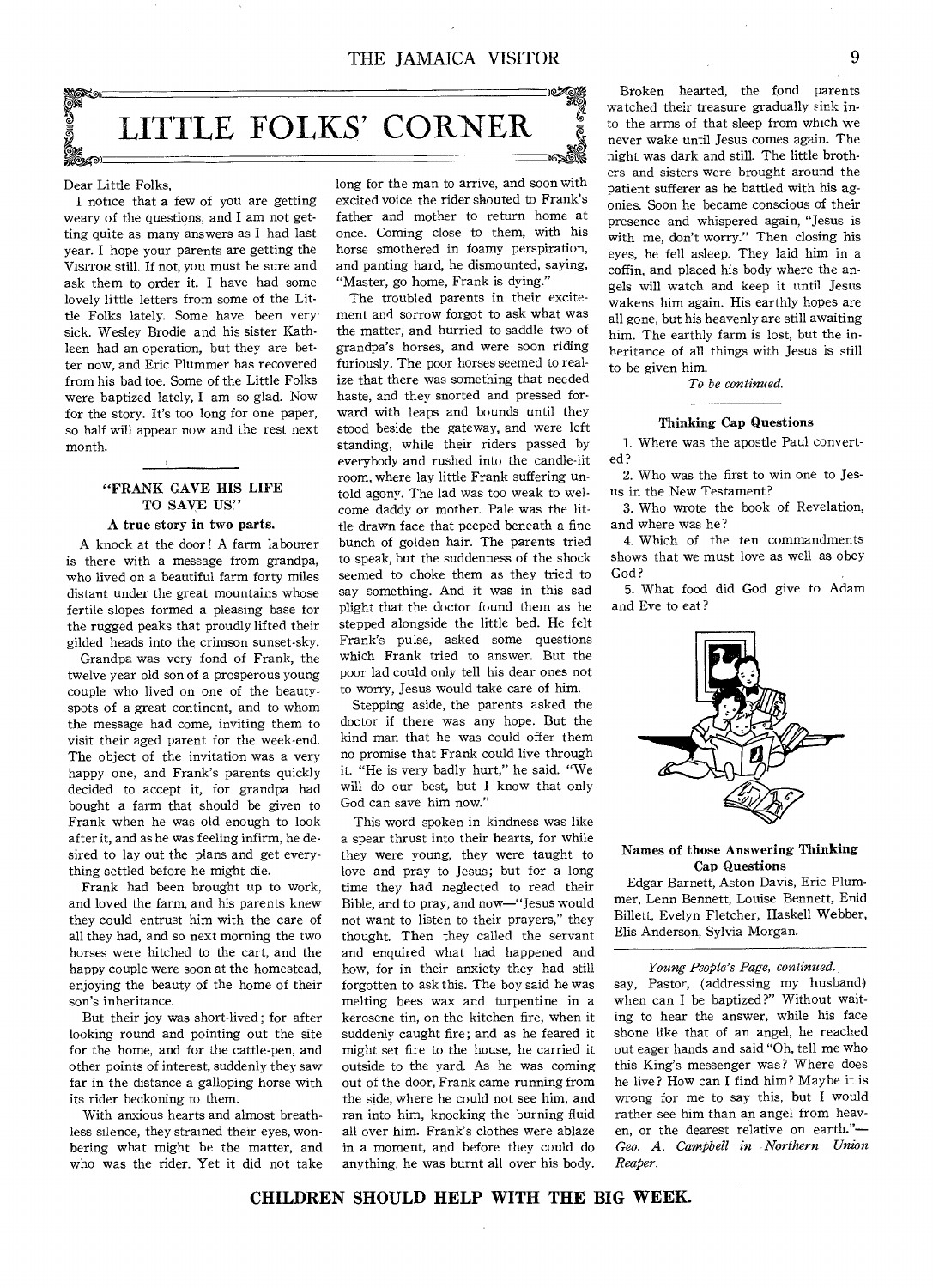# LITTLE FOLKS' CORNER

Dear Little Folks,

I notice that a few of you are getting weary of the questions, and I am not getting quite as many answers as I had last year. I hope your parents are getting the VISITOR still. If not, you must be sure and ask them to order it. I have had some lovely little letters from some of the Little Folks lately. Some have been very sick. Wesley Brodie and his sister Kathleen had an operation, but they are better now, and Eric Plummer has recovered from his bad toe. Some of the Little Folks were baptized lately, I am so glad. Now for the story. It's too long for one paper, so half will appear now and the rest next month.

## "FRANK GAVE HIS LIFE TO SAVE US"

### A true story in two parts.

A knock at the door! A farm labourer is there with a message from grandpa, who lived on a beautiful farm forty miles distant under the great mountains whose fertile slopes formed a pleasing base for the rugged peaks that proudly lifted their gilded heads into the crimson sunset-sky.

Grandpa was very fond of Frank, the twelve year old son of a prosperous young couple who lived on one of the beauty-spots of a great continent, and to whom the message had come, inviting them to visit their aged parent for the week-end. The object of the invitation was a very happy one, and Frank's parents quickly decided to accept it, for grandpa had bought a farm that should be given to Frank when he was old enough to look after it, and as he was feeling infirm, he desired to lay out the plans and get everything settled before he might die.

Frank had been brought up to work, and loved the farm, and his parents knew they could entrust him with the care of all they had, and so next morning the two horses were hitched to the cart, and the happy couple were soon at the homestead, enjoying the beauty of the home of their son's inheritance.

But their joy was short-lived; for after looking round and pointing out the site for the home, and for the cattle-pen, and other points of interest, suddenly they saw far in the distance a galloping horse with its rider beckoning to them.

With anxious hearts and almost breathless silence, they strained their eyes, wondering what might be the matter, and who was the rider. Yet it did not take long for the man to arrive, and soon with excited voice the rider shouted to Frank's father and mother to return home at once. Coming close to them, with his horse smothered in foamy perspiration, and panting hard, he dismounted, saying, "Master, go home, Frank is dying."

The troubled parents in their excitement and sorrow forgot to ask what was the matter, and hurried to saddle two of grandpa's horses, and were soon riding furiously. The poor horses seemed to realize that there was something that needed haste, and they snorted and pressed forward with leaps and bounds until they stood beside the gateway, and were left standing, while their riders passed by everybody and rushed into the candle-lit room, where lay little Frank suffering untold agony. The lad was too weak to welcome daddy or mother. Pale was the little drawn face that peeped beneath a fine bunch of golden hair. The parents tried to speak, but the suddenness of the shock seemed to choke them as they tried to say something. And it was in this sad plight that the doctor found them as he stepped alongside the little bed. He felt Frank's pulse, asked some questions which Frank tried to answer. But the poor lad could only tell his dear ones not to worry, Jesus would take care of him.

Stepping aside, the parents asked the doctor if there was any hope. But the kind man that he was could offer them no promise that Frank could live through it. "He is very badly hurt," he said. "We will do our best, but I know that only God can save him now."

This word spoken in kindness was like a spear thrust into their hearts, for while they were young, they were taught to love and pray to Jesus; but for a long time they had neglected to read their Bible, and to pray, and now—"Jesus would not want to listen to their prayers," they thought. Then they called the servant and enquired what had happened and how, for in their anxiety they had still forgotten to ask this. The boy said he was melting bees wax and turpentine in a kerosene tin, on the kitchen fire, when it suddenly caught fire; and as he feared it might set fire to the house, he carried it outside to the yard. As he was coming out of the door, Frank came running from the side, where he could not see him, and ran into him, knocking the burning fluid all over him. Frank's clothes were ablaze in a moment, and before they could do anything, he was burnt all over his body.

Broken hearted, the fond parents watched their treasure gradually sink into the arms of that sleep from which we never wake until Jesus comes again. The night was dark and still. The little brothers and sisters were brought around the patient sufferer as he battled with his agonies. Soon he became conscious of their presence and whispered again, "Jesus is with me, don't worry." Then closing his eyes, he fell asleep. They laid him in a coffin, and placed his body where the angels will watch and keep it until Jesus wakens him again. His earthly hopes are all gone, but his heavenly are still awaiting him. The earthly farm is lost, but the inheritance of all things with Jesus is still to be given him.

*To be continued.*

### Thinking Cap Questions

1. Where was the apostle Paul converted?
2. Who was the first to win one to Jesus in the New Testament?
3. Who wrote the book of Revelation, and where was he?
4. Which of the ten commandments shows that we must love as well as obey God?
5. What food did God give to Adam and Eve to eat?

### Names of those Answering Thinking Cap Questions

Edgar Barnett, Aston Davis, Eric Plummer, Lenn Bennett, Louise Bennett, Enid Billett, Evelyn Fletcher, Haskell Webber, Elis Anderson, Sylvia Morgan.

---

*Young People's Page, continued.*

say, Pastor, (addressing my husband) when can I be baptized?" Without waiting to hear the answer, while his face shone like that of an angel, he reached out eager hands and said "Oh, tell me who this King's messenger was? Where does he live? How can I find him? Maybe it is wrong for me to say this, but I would rather see him than an angel from heaven, or the dearest relative on earth."—*Geo. A. Campbell in Northern Union Reaper.*

**CHILDREN SHOULD HELP WITH THE BIG WEEK.**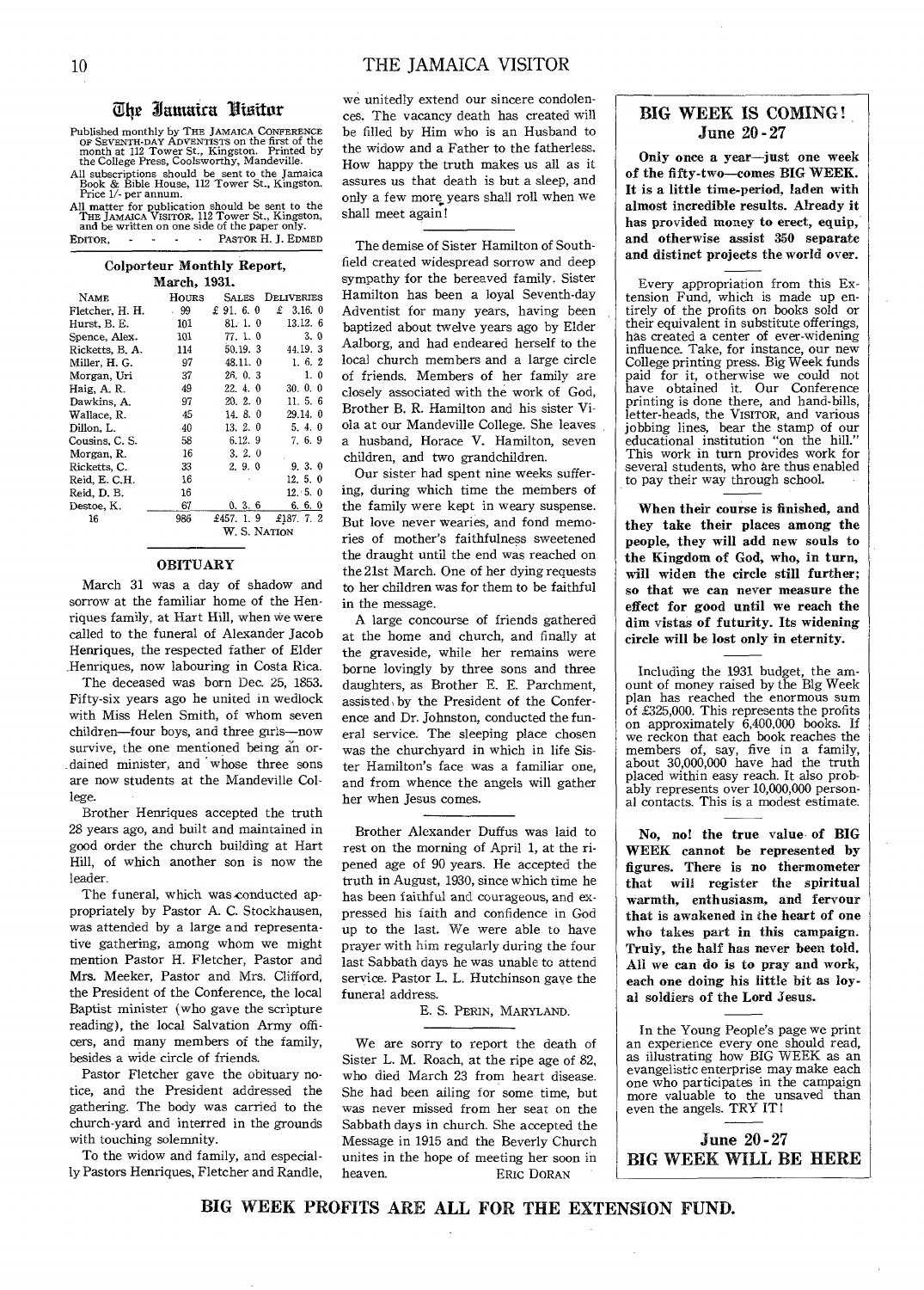# The Jamaica Visitor

Published monthly by THE JAMAICA CONFERENCE OF SEVENTH-DAY ADVENTISTS on the first of the month at 112 Tower St., Kingston. Printed by the College Press, Coolsworthy, Mandeville.

All subscriptions should be sent to the Jamaica Book & Bible House, 112 Tower St., Kingston. Price 1/- per annum.

All matter for publication should be sent to the THE JAMAICA VISITOR, 112 Tower St., Kingston, and be written on one side of the paper only.

EDITOR, - - - - PASTOR H. J. EDMED

## Colporteur Monthly Report, March, 1931.

| NAME | HOURS | SALES | DELIVERIES |
|---|---|---|---|
| Fletcher, H. H. | 99 | £ 91. 6. 0 | £ 3.16. 0 |
| Hurst, B. E. | 101 | 81. 1. 0 | 13.12. 6 |
| Spence, Alex. | 101 | 77. 1. 0 | 3. 0 |
| Ricketts, B. A. | 114 | 50.19. 3 | 44.19. 3 |
| Miller, H. G. | 97 | 48.11. 0 | 1. 6. 2 |
| Morgan, Uri | 37 | 26. 0. 3 | 1. 0 |
| Haig, A. R. | 49 | 22. 4. 0 | 30. 0. 0 |
| Dawkins, A. | 97 | 20. 2. 0 | 11. 5. 6 |
| Wallace, R. | 45 | 14. 8. 0 | 29.14. 0 |
| Dillon, L. | 40 | 13. 2. 0 | 5. 4. 0 |
| Cousins, C. S. | 58 | 6.12. 9 | 7. 6. 9 |
| Morgan, R. | 16 | 3. 2. 0 | |
| Ricketts, C. | 33 | 2. 9. 0 | 9. 3. 0 |
| Reid, E. C.H. | 16 | | 12. 5. 0 |
| Reid, D. B. | 16 | | 12. 5. 0 |
| Destoe, K. | 67 | 0. 3. 6 | 6. 6. 0 |
| 16 | 986 | £457. 1. 9 | £187. 7. 2 |

W. S. NATION

## OBITUARY

March 31 was a day of shadow and sorrow at the familiar home of the Henriques family, at Hart Hill, when we were called to the funeral of Alexander Jacob Henriques, the respected father of Elder Henriques, now labouring in Costa Rica.

The deceased was born Dec. 25, 1853. Fifty-six years ago he united in wedlock with Miss Helen Smith, of whom seven children—four boys, and three girls—now survive, the one mentioned being an ordained minister, and whose three sons are now students at the Mandeville College.

Brother Henriques accepted the truth 28 years ago, and built and maintained in good order the church building at Hart Hill, of which another son is now the leader.

The funeral, which was conducted appropriately by Pastor A. C. Stockhausen, was attended by a large and representative gathering, among whom we might mention Pastor H. Fletcher, Pastor and Mrs. Meeker, Pastor and Mrs. Clifford, the President of the Conference, the local Baptist minister (who gave the scripture reading), the local Salvation Army officers, and many members of the family, besides a wide circle of friends.

Pastor Fletcher gave the obituary notice, and the President addressed the gathering. The body was carried to the church-yard and interred in the grounds with touching solemnity.

To the widow and family, and especially Pastors Henriques, Fletcher and Randle, we unitedly extend our sincere condolences. The vacancy death has created will be filled by Him who is an Husband to the widow and a Father to the fatherless. How happy the truth makes us all as it assures us that death is but a sleep, and only a few more years shall roll when we shall meet again!

---

The demise of Sister Hamilton of Southfield created widespread sorrow and deep sympathy for the bereaved family. Sister Hamilton has been a loyal Seventh-day Adventist for many years, having been baptized about twelve years ago by Elder Aalborg, and had endeared herself to the local church members and a large circle of friends. Members of her family are closely associated with the work of God, Brother B. R. Hamilton and his sister Viola at our Mandeville College. She leaves a husband, Horace V. Hamilton, seven children, and two grandchildren.

Our sister had spent nine weeks suffering, during which time the members of the family were kept in weary suspense. But love never wearies, and fond memories of mother's faithfulness sweetened the draught until the end was reached on the 21st March. One of her dying requests to her children was for them to be faithful in the message.

A large concourse of friends gathered at the home and church, and finally at the graveside, while her remains were borne lovingly by three sons and three daughters, as Brother E. E. Parchment, assisted by the President of the Conference and Dr. Johnston, conducted the funeral service. The sleeping place chosen was the churchyard in which in life Sister Hamilton's face was a familiar one, and from whence the angels will gather her when Jesus comes.

---

Brother Alexander Duffus was laid to rest on the morning of April 1, at the ripened age of 90 years. He accepted the truth in August, 1930, since which time he has been faithful and courageous, and expressed his faith and confidence in God up to the last. We were able to have prayer with him regularly during the four last Sabbath days he was unable to attend service. Pastor L. L. Hutchinson gave the funeral address.

E. S. PERIN, MARYLAND.

---

We are sorry to report the death of Sister L. M. Roach, at the ripe age of 82, who died March 23 from heart disease. She had been ailing for some time, but was never missed from her seat on the Sabbath days in church. She accepted the Message in 1915 and the Beverly Church unites in the hope of meeting her soon in heaven.

ERIC DORAN

## BIG WEEK IS COMING! June 20-27

**Only once a year—just one week of the fifty-two—comes BIG WEEK. It is a little time-period, laden with almost incredible results. Already it has provided money to erect, equip, and otherwise assist 350 separate and distinct projects the world over.**

Every appropriation from this Extension Fund, which is made up entirely of the profits on books sold or their equivalent in substitute offerings, has created a center of ever-widening influence. Take, for instance, our new College printing press. Big Week funds paid for it, otherwise we could not have obtained it. Our Conference printing is done there, and hand-bills, letter-heads, the VISITOR, and various jobbing lines, bear the stamp of our educational institution "on the hill." This work in turn provides work for several students, who are thus enabled to pay their way through school.

**When their course is finished, and they take their places among the people, they will add new souls to the Kingdom of God, who, in turn, will widen the circle still further; so that we can never measure the effect for good until we reach the dim vistas of futurity. Its widening circle will be lost only in eternity.**

Including the 1931 budget, the amount of money raised by the Big Week plan has reached the enormous sum of £325,000. This represents the profits on approximately 6,400,000 books. If we reckon that each book reaches the members of, say, five in a family, about 30,000,000 have had the truth placed within easy reach. It also probably represents over 10,000,000 personal contacts. This is a modest estimate.

**No, no! the true value of BIG WEEK cannot be represented by figures. There is no thermometer that will register the spiritual warmth, enthusiasm, and fervour that is awakened in the heart of one who takes part in this campaign. Truly, the half has never been told. All we can do is to pray and work, each one doing his little bit as loyal soldiers of the Lord Jesus.**

In the Young People's page we print an experience every one should read, as illustrating how BIG WEEK as an evangelistic enterprise may make each one who participates in the campaign more valuable to the unsaved than even the angels. TRY IT!

**June 20-27**
**BIG WEEK WILL BE HERE**

**BIG WEEK PROFITS ARE ALL FOR THE EXTENSION FUND.**